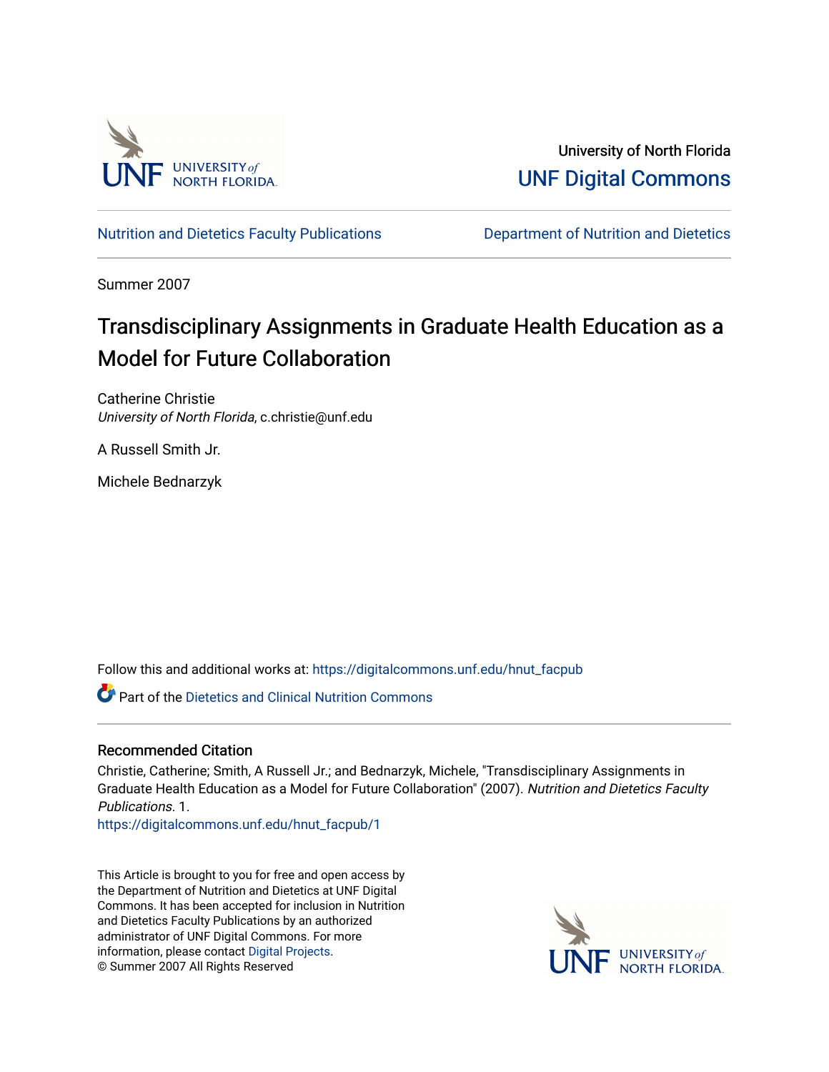University of North Florida

UNF Digital Commons

Nutrition and Dietetics Faculty Publications | Department of Nutrition and Dietetics

Summer 2007

# Transdisciplinary Assignments in Graduate Health Education as a Model for Future Collaboration

Catherine Christie
*University of North Florida*, c.christie@unf.edu

A Russell Smith Jr.

Michele Bednarzyk

Follow this and additional works at: https://digitalcommons.unf.edu/hnut_facpub

Part of the Dietetics and Clinical Nutrition Commons

## Recommended Citation

Christie, Catherine; Smith, A Russell Jr.; and Bednarzyk, Michele, "Transdisciplinary Assignments in Graduate Health Education as a Model for Future Collaboration" (2007). *Nutrition and Dietetics Faculty Publications*. 1.
https://digitalcommons.unf.edu/hnut_facpub/1

This Article is brought to you for free and open access by the Department of Nutrition and Dietetics at UNF Digital Commons. It has been accepted for inclusion in Nutrition and Dietetics Faculty Publications by an authorized administrator of UNF Digital Commons. For more information, please contact Digital Projects.
© Summer 2007 All Rights Reserved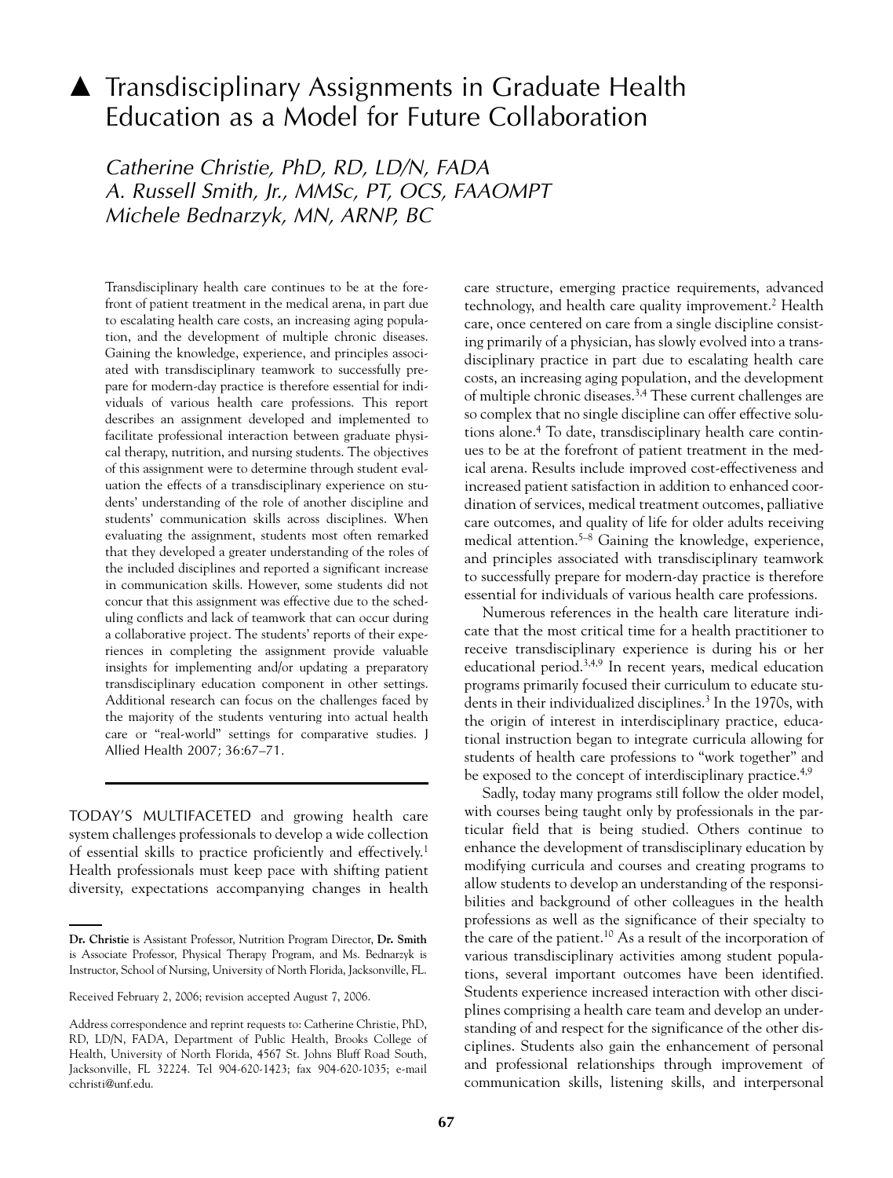# ▲ Transdisciplinary Assignments in Graduate Health Education as a Model for Future Collaboration

*Catherine Christie, PhD, RD, LD/N, FADA*
*A. Russell Smith, Jr., MMSc, PT, OCS, FAAOMPT*
*Michele Bednarzyk, MN, ARNP, BC*

Transdisciplinary health care continues to be at the forefront of patient treatment in the medical arena, in part due to escalating health care costs, an increasing aging population, and the development of multiple chronic diseases. Gaining the knowledge, experience, and principles associated with transdisciplinary teamwork to successfully prepare for modern-day practice is therefore essential for individuals of various health care professions. This report describes an assignment developed and implemented to facilitate professional interaction between graduate physical therapy, nutrition, and nursing students. The objectives of this assignment were to determine through student evaluation the effects of a transdisciplinary experience on students' understanding of the role of another discipline and students' communication skills across disciplines. When evaluating the assignment, students most often remarked that they developed a greater understanding of the roles of the included disciplines and reported a significant increase in communication skills. However, some students did not concur that this assignment was effective due to the scheduling conflicts and lack of teamwork that can occur during a collaborative project. The students' reports of their experiences in completing the assignment provide valuable insights for implementing and/or updating a preparatory transdisciplinary education component in other settings. Additional research can focus on the challenges faced by the majority of the students venturing into actual health care or "real-world" settings for comparative studies. J Allied Health 2007; 36:67–71.

TODAY'S MULTIFACETED and growing health care system challenges professionals to develop a wide collection of essential skills to practice proficiently and effectively.[1] Health professionals must keep pace with shifting patient diversity, expectations accompanying changes in health care structure, emerging practice requirements, advanced technology, and health care quality improvement.[2] Health care, once centered on care from a single discipline consisting primarily of a physician, has slowly evolved into a transdisciplinary practice in part due to escalating health care costs, an increasing aging population, and the development of multiple chronic diseases.[3,4] These current challenges are so complex that no single discipline can offer effective solutions alone.[4] To date, transdisciplinary health care continues to be at the forefront of patient treatment in the medical arena. Results include improved cost-effectiveness and increased patient satisfaction in addition to enhanced coordination of services, medical treatment outcomes, palliative care outcomes, and quality of life for older adults receiving medical attention.[5–8] Gaining the knowledge, experience, and principles associated with transdisciplinary teamwork to successfully prepare for modern-day practice is therefore essential for individuals of various health care professions.

Numerous references in the health care literature indicate that the most critical time for a health practitioner to receive transdisciplinary experience is during his or her educational period.[3,4,9] In recent years, medical education programs primarily focused their curriculum to educate students in their individualized disciplines.[3] In the 1970s, with the origin of interest in interdisciplinary practice, educational instruction began to integrate curricula allowing for students of health care professions to "work together" and be exposed to the concept of interdisciplinary practice.[4,9]

Sadly, today many programs still follow the older model, with courses being taught only by professionals in the particular field that is being studied. Others continue to enhance the development of transdisciplinary education by modifying curricula and courses and creating programs to allow students to develop an understanding of the responsibilities and background of other colleagues in the health professions as well as the significance of their specialty to the care of the patient.[10] As a result of the incorporation of various transdisciplinary activities among student populations, several important outcomes have been identified. Students experience increased interaction with other disciplines comprising a health care team and develop an understanding of and respect for the significance of the other disciplines. Students also gain the enhancement of personal and professional relationships through improvement of communication skills, listening skills, and interpersonal

---

**Dr. Christie** is Assistant Professor, Nutrition Program Director, **Dr. Smith** is Associate Professor, Physical Therapy Program, and Ms. Bednarzyk is Instructor, School of Nursing, University of North Florida, Jacksonville, FL.

Received February 2, 2006; revision accepted August 7, 2006.

Address correspondence and reprint requests to: Catherine Christie, PhD, RD, LD/N, FADA, Department of Public Health, Brooks College of Health, University of North Florida, 4567 St. Johns Bluff Road South, Jacksonville, FL 32224. Tel 904-620-1423; fax 904-620-1035; e-mail cchristi@unf.edu.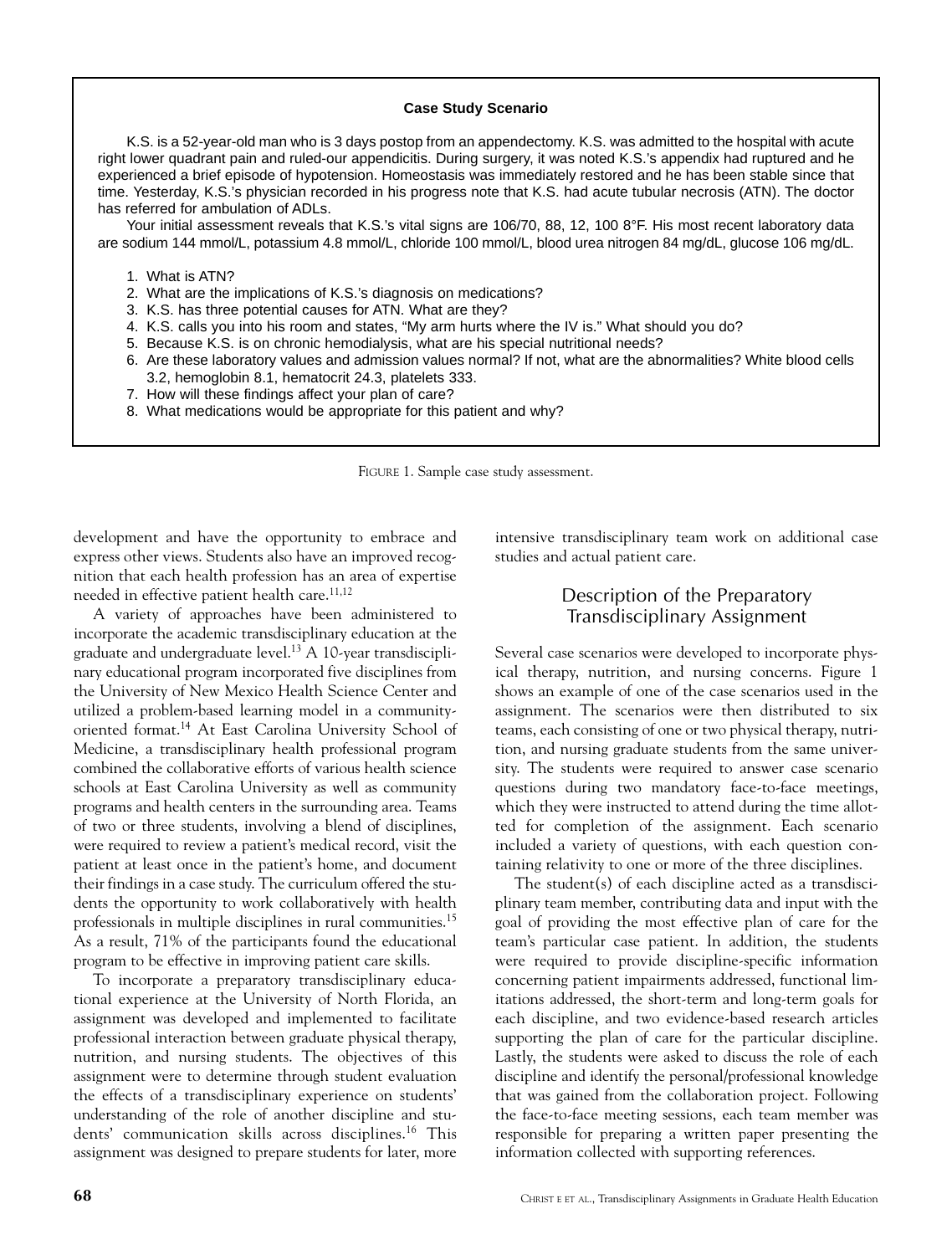**Case Study Scenario**

K.S. is a 52-year-old man who is 3 days postop from an appendectomy. K.S. was admitted to the hospital with acute right lower quadrant pain and ruled-our appendicitis. During surgery, it was noted K.S.'s appendix had ruptured and he experienced a brief episode of hypotension. Homeostasis was immediately restored and he has been stable since that time. Yesterday, K.S.'s physician recorded in his progress note that K.S. had acute tubular necrosis (ATN). The doctor has referred for ambulation of ADLs.

Your initial assessment reveals that K.S.'s vital signs are 106/70, 88, 12, 100 8°F. His most recent laboratory data are sodium 144 mmol/L, potassium 4.8 mmol/L, chloride 100 mmol/L, blood urea nitrogen 84 mg/dL, glucose 106 mg/dL.

1. What is ATN?
2. What are the implications of K.S.'s diagnosis on medications?
3. K.S. has three potential causes for ATN. What are they?
4. K.S. calls you into his room and states, "My arm hurts where the IV is." What should you do?
5. Because K.S. is on chronic hemodialysis, what are his special nutritional needs?
6. Are these laboratory values and admission values normal? If not, what are the abnormalities? White blood cells 3.2, hemoglobin 8.1, hematocrit 24.3, platelets 333.
7. How will these findings affect your plan of care?
8. What medications would be appropriate for this patient and why?

FIGURE 1. Sample case study assessment.

development and have the opportunity to embrace and express other views. Students also have an improved recognition that each health profession has an area of expertise needed in effective patient health care.[11,12]

A variety of approaches have been administered to incorporate the academic transdisciplinary education at the graduate and undergraduate level.[13] A 10-year transdisciplinary educational program incorporated five disciplines from the University of New Mexico Health Science Center and utilized a problem-based learning model in a community-oriented format.[14] At East Carolina University School of Medicine, a transdisciplinary health professional program combined the collaborative efforts of various health science schools at East Carolina University as well as community programs and health centers in the surrounding area. Teams of two or three students, involving a blend of disciplines, were required to review a patient's medical record, visit the patient at least once in the patient's home, and document their findings in a case study. The curriculum offered the students the opportunity to work collaboratively with health professionals in multiple disciplines in rural communities.[15] As a result, 71% of the participants found the educational program to be effective in improving patient care skills.

To incorporate a preparatory transdisciplinary educational experience at the University of North Florida, an assignment was developed and implemented to facilitate professional interaction between graduate physical therapy, nutrition, and nursing students. The objectives of this assignment were to determine through student evaluation the effects of a transdisciplinary experience on students' understanding of the role of another discipline and students' communication skills across disciplines.[16] This assignment was designed to prepare students for later, more intensive transdisciplinary team work on additional case studies and actual patient care.

## Description of the Preparatory Transdisciplinary Assignment

Several case scenarios were developed to incorporate physical therapy, nutrition, and nursing concerns. Figure 1 shows an example of one of the case scenarios used in the assignment. The scenarios were then distributed to six teams, each consisting of one or two physical therapy, nutrition, and nursing graduate students from the same university. The students were required to answer case scenario questions during two mandatory face-to-face meetings, which they were instructed to attend during the time allotted for completion of the assignment. Each scenario included a variety of questions, with each question containing relativity to one or more of the three disciplines.

The student(s) of each discipline acted as a transdisciplinary team member, contributing data and input with the goal of providing the most effective plan of care for the team's particular case patient. In addition, the students were required to provide discipline-specific information concerning patient impairments addressed, functional limitations addressed, the short-term and long-term goals for each discipline, and two evidence-based research articles supporting the plan of care for the particular discipline. Lastly, the students were asked to discuss the role of each discipline and identify the personal/professional knowledge that was gained from the collaboration project. Following the face-to-face meeting sessions, each team member was responsible for preparing a written paper presenting the information collected with supporting references.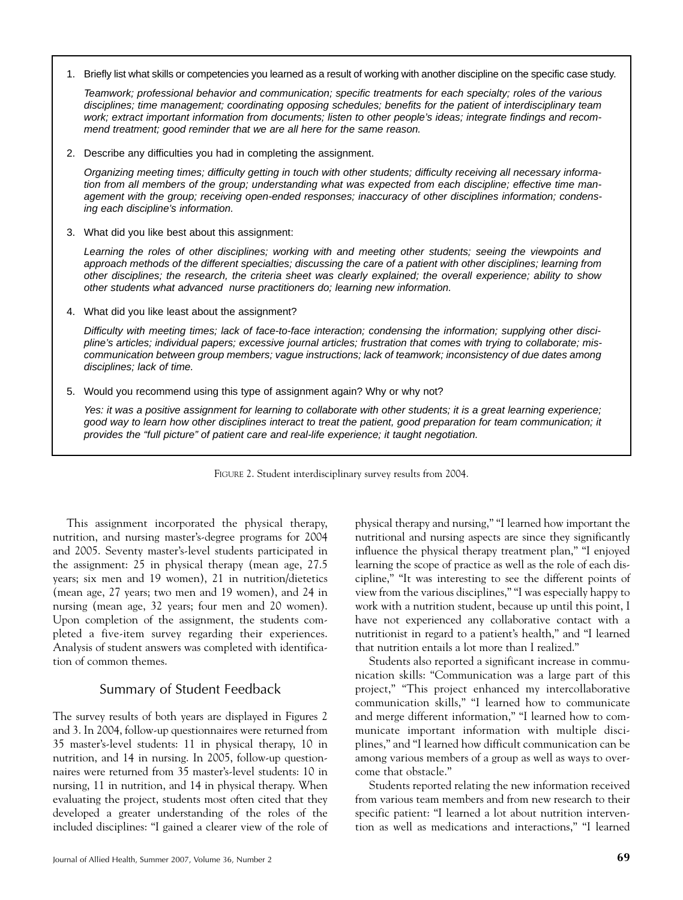1. Briefly list what skills or competencies you learned as a result of working with another discipline on the specific case study.

   *Teamwork; professional behavior and communication; specific treatments for each specialty; roles of the various disciplines; time management; coordinating opposing schedules; benefits for the patient of interdisciplinary team work; extract important information from documents; listen to other people's ideas; integrate findings and recommend treatment; good reminder that we are all here for the same reason.*

2. Describe any difficulties you had in completing the assignment.

   *Organizing meeting times; difficulty getting in touch with other students; difficulty receiving all necessary information from all members of the group; understanding what was expected from each discipline; effective time management with the group; receiving open-ended responses; inaccuracy of other disciplines information; condensing each discipline's information.*

3. What did you like best about this assignment:

   *Learning the roles of other disciplines; working with and meeting other students; seeing the viewpoints and approach methods of the different specialties; discussing the care of a patient with other disciplines; learning from other disciplines; the research, the criteria sheet was clearly explained; the overall experience; ability to show other students what advanced nurse practitioners do; learning new information.*

4. What did you like least about the assignment?

   *Difficulty with meeting times; lack of face-to-face interaction; condensing the information; supplying other discipline's articles; individual papers; excessive journal articles; frustration that comes with trying to collaborate; miscommunication between group members; vague instructions; lack of teamwork; inconsistency of due dates among disciplines; lack of time.*

5. Would you recommend using this type of assignment again? Why or why not?

   *Yes: it was a positive assignment for learning to collaborate with other students; it is a great learning experience; good way to learn how other disciplines interact to treat the patient, good preparation for team communication; it provides the "full picture" of patient care and real-life experience; it taught negotiation.*

FIGURE 2. Student interdisciplinary survey results from 2004.

This assignment incorporated the physical therapy, nutrition, and nursing master's-degree programs for 2004 and 2005. Seventy master's-level students participated in the assignment: 25 in physical therapy (mean age, 27.5 years; six men and 19 women), 21 in nutrition/dietetics (mean age, 27 years; two men and 19 women), and 24 in nursing (mean age, 32 years; four men and 20 women). Upon completion of the assignment, the students completed a five-item survey regarding their experiences. Analysis of student answers was completed with identification of common themes.

## Summary of Student Feedback

The survey results of both years are displayed in Figures 2 and 3. In 2004, follow-up questionnaires were returned from 35 master's-level students: 11 in physical therapy, 10 in nutrition, and 14 in nursing. In 2005, follow-up questionnaires were returned from 35 master's-level students: 10 in nursing, 11 in nutrition, and 14 in physical therapy. When evaluating the project, students most often cited that they developed a greater understanding of the roles of the included disciplines: "I gained a clearer view of the role of physical therapy and nursing," "I learned how important the nutritional and nursing aspects are since they significantly influence the physical therapy treatment plan," "I enjoyed learning the scope of practice as well as the role of each discipline," "It was interesting to see the different points of view from the various disciplines," "I was especially happy to work with a nutrition student, because up until this point, I have not experienced any collaborative contact with a nutritionist in regard to a patient's health," and "I learned that nutrition entails a lot more than I realized."

Students also reported a significant increase in communication skills: "Communication was a large part of this project," "This project enhanced my intercollaborative communication skills," "I learned how to communicate and merge different information," "I learned how to communicate important information with multiple disciplines," and "I learned how difficult communication can be among various members of a group as well as ways to overcome that obstacle."

Students reported relating the new information received from various team members and from new research to their specific patient: "I learned a lot about nutrition intervention as well as medications and interactions," "I learned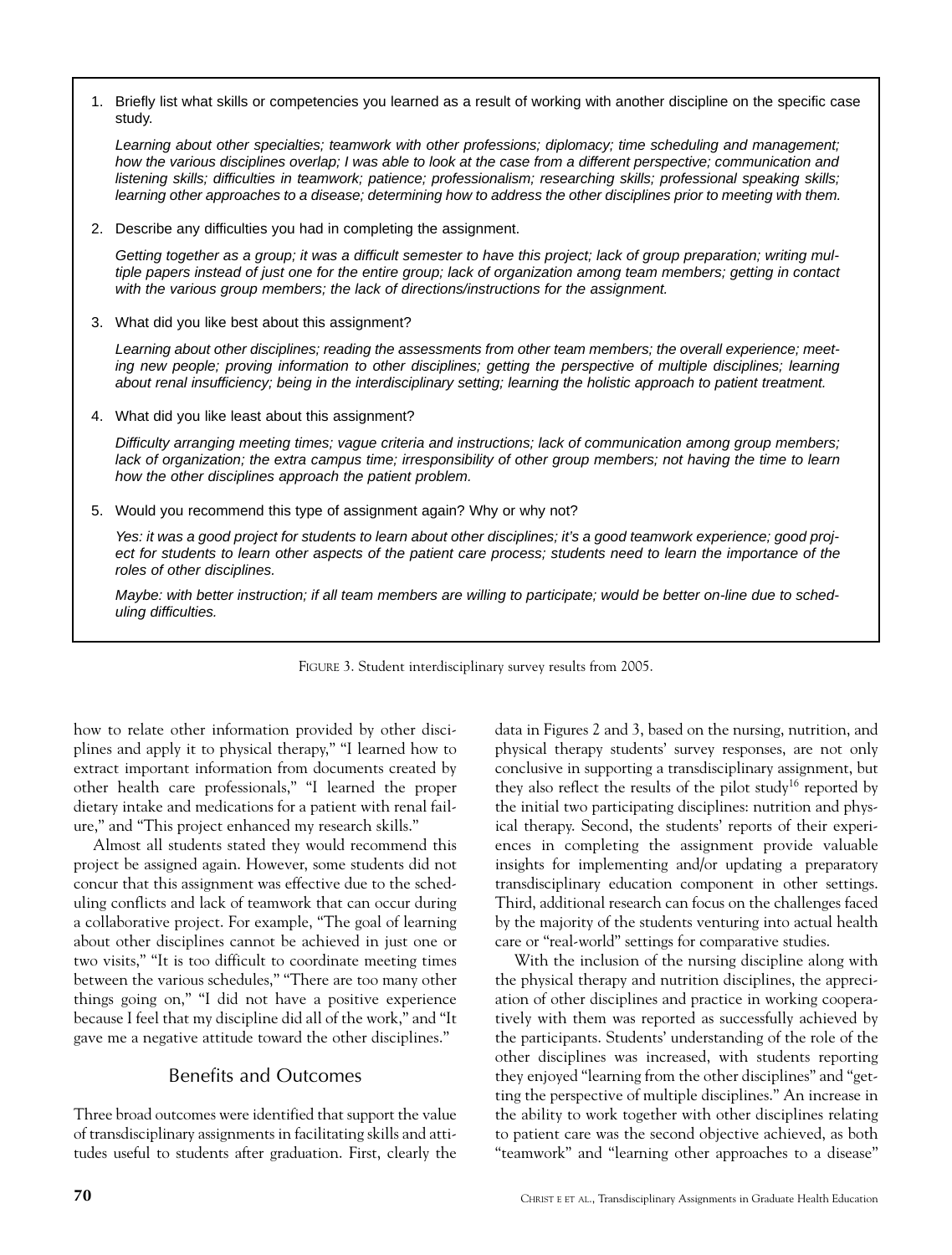1. Briefly list what skills or competencies you learned as a result of working with another discipline on the specific case study.

   *Learning about other specialties; teamwork with other professions; diplomacy; time scheduling and management; how the various disciplines overlap; I was able to look at the case from a different perspective; communication and listening skills; difficulties in teamwork; patience; professionalism; researching skills; professional speaking skills; learning other approaches to a disease; determining how to address the other disciplines prior to meeting with them.*

2. Describe any difficulties you had in completing the assignment.

   *Getting together as a group; it was a difficult semester to have this project; lack of group preparation; writing multiple papers instead of just one for the entire group; lack of organization among team members; getting in contact with the various group members; the lack of directions/instructions for the assignment.*

3. What did you like best about this assignment?

   *Learning about other disciplines; reading the assessments from other team members; the overall experience; meeting new people; proving information to other disciplines; getting the perspective of multiple disciplines; learning about renal insufficiency; being in the interdisciplinary setting; learning the holistic approach to patient treatment.*

4. What did you like least about this assignment?

   *Difficulty arranging meeting times; vague criteria and instructions; lack of communication among group members; lack of organization; the extra campus time; irresponsibility of other group members; not having the time to learn how the other disciplines approach the patient problem.*

5. Would you recommend this type of assignment again? Why or why not?

   *Yes: it was a good project for students to learn about other disciplines; it's a good teamwork experience; good project for students to learn other aspects of the patient care process; students need to learn the importance of the roles of other disciplines.*

   *Maybe: with better instruction; if all team members are willing to participate; would be better on-line due to scheduling difficulties.*

FIGURE 3. Student interdisciplinary survey results from 2005.

how to relate other information provided by other disciplines and apply it to physical therapy," "I learned how to extract important information from documents created by other health care professionals," "I learned the proper dietary intake and medications for a patient with renal failure," and "This project enhanced my research skills."

Almost all students stated they would recommend this project be assigned again. However, some students did not concur that this assignment was effective due to the scheduling conflicts and lack of teamwork that can occur during a collaborative project. For example, "The goal of learning about other disciplines cannot be achieved in just one or two visits," "It is too difficult to coordinate meeting times between the various schedules," "There are too many other things going on," "I did not have a positive experience because I feel that my discipline did all of the work," and "It gave me a negative attitude toward the other disciplines."

## Benefits and Outcomes

Three broad outcomes were identified that support the value of transdisciplinary assignments in facilitating skills and attitudes useful to students after graduation. First, clearly the data in Figures 2 and 3, based on the nursing, nutrition, and physical therapy students' survey responses, are not only conclusive in supporting a transdisciplinary assignment, but they also reflect the results of the pilot study[16] reported by the initial two participating disciplines: nutrition and physical therapy. Second, the students' reports of their experiences in completing the assignment provide valuable insights for implementing and/or updating a preparatory transdisciplinary education component in other settings. Third, additional research can focus on the challenges faced by the majority of the students venturing into actual health care or "real-world" settings for comparative studies.

With the inclusion of the nursing discipline along with the physical therapy and nutrition disciplines, the appreciation of other disciplines and practice in working cooperatively with them was reported as successfully achieved by the participants. Students' understanding of the role of the other disciplines was increased, with students reporting they enjoyed "learning from the other disciplines" and "getting the perspective of multiple disciplines." An increase in the ability to work together with other disciplines relating to patient care was the second objective achieved, as both "teamwork" and "learning other approaches to a disease"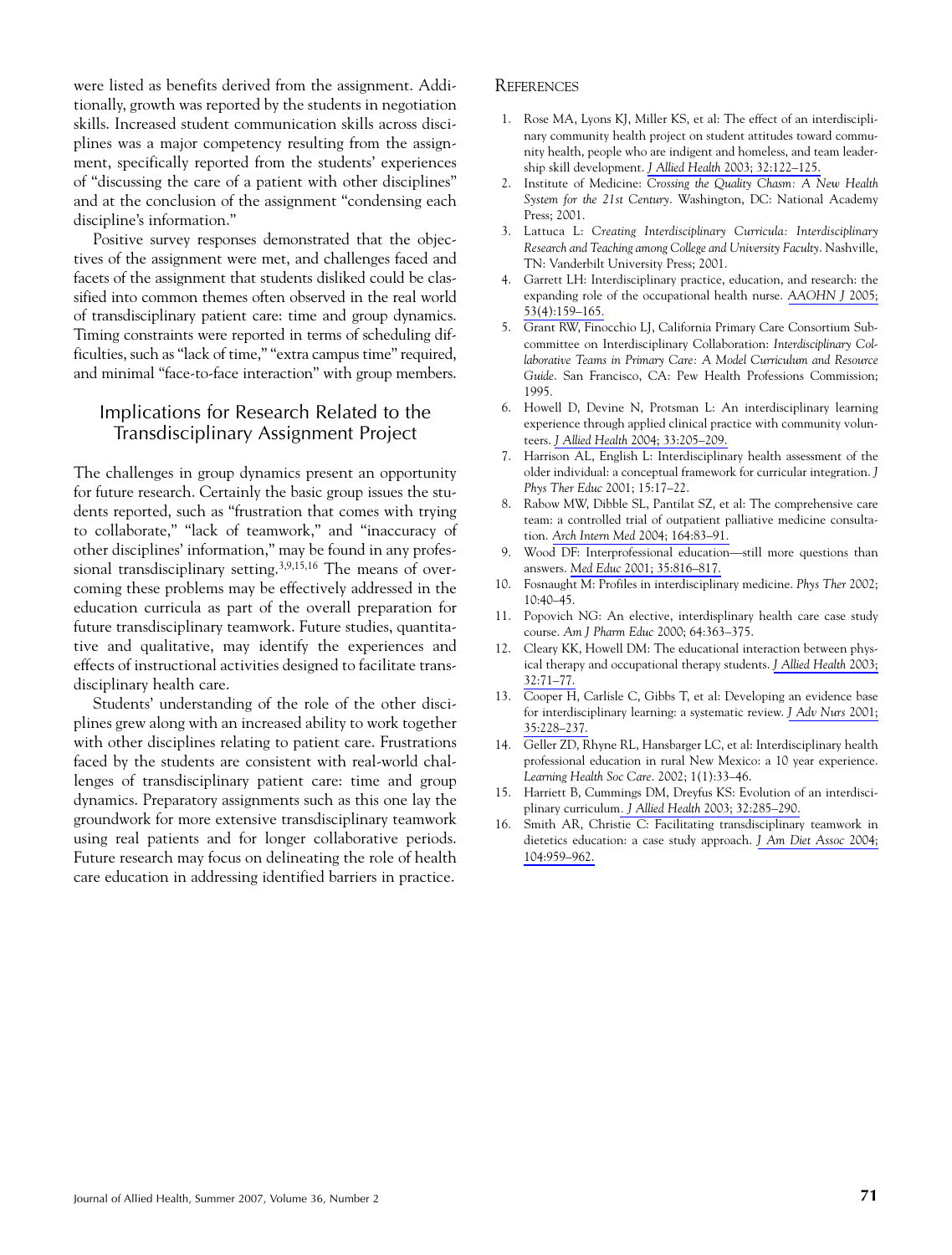were listed as benefits derived from the assignment. Additionally, growth was reported by the students in negotiation skills. Increased student communication skills across disciplines was a major competency resulting from the assignment, specifically reported from the students' experiences of "discussing the care of a patient with other disciplines" and at the conclusion of the assignment "condensing each discipline's information."

Positive survey responses demonstrated that the objectives of the assignment were met, and challenges faced and facets of the assignment that students disliked could be classified into common themes often observed in the real world of transdisciplinary patient care: time and group dynamics. Timing constraints were reported in terms of scheduling difficulties, such as "lack of time," "extra campus time" required, and minimal "face-to-face interaction" with group members.

## Implications for Research Related to the Transdisciplinary Assignment Project

The challenges in group dynamics present an opportunity for future research. Certainly the basic group issues the students reported, such as "frustration that comes with trying to collaborate," "lack of teamwork," and "inaccuracy of other disciplines' information," may be found in any professional transdisciplinary setting.[3,9,15,16] The means of overcoming these problems may be effectively addressed in the education curricula as part of the overall preparation for future transdisciplinary teamwork. Future studies, quantitative and qualitative, may identify the experiences and effects of instructional activities designed to facilitate transdisciplinary health care.

Students' understanding of the role of the other disciplines grew along with an increased ability to work together with other disciplines relating to patient care. Frustrations faced by the students are consistent with real-world challenges of transdisciplinary patient care: time and group dynamics. Preparatory assignments such as this one lay the groundwork for more extensive transdisciplinary teamwork using real patients and for longer collaborative periods. Future research may focus on delineating the role of health care education in addressing identified barriers in practice.

## References

1. Rose MA, Lyons KJ, Miller KS, et al: The effect of an interdisciplinary community health project on student attitudes toward community health, people who are indigent and homeless, and team leadership skill development. *J Allied Health* 2003; 32:122–125.
2. Institute of Medicine: *Crossing the Quality Chasm: A New Health System for the 21st Century*. Washington, DC: National Academy Press; 2001.
3. Lattuca L: *Creating Interdisciplinary Curricula: Interdisciplinary Research and Teaching among College and University Faculty*. Nashville, TN: Vanderbilt University Press; 2001.
4. Garrett LH: Interdisciplinary practice, education, and research: the expanding role of the occupational health nurse. *AAOHN J* 2005; 53(4):159–165.
5. Grant RW, Finocchio LJ, California Primary Care Consortium Subcommittee on Interdisciplinary Collaboration: *Interdisciplinary Collaborative Teams in Primary Care: A Model Curriculum and Resource Guide*. San Francisco, CA: Pew Health Professions Commission; 1995.
6. Howell D, Devine N, Protsman L: An interdisciplinary learning experience through applied clinical practice with community volunteers. *J Allied Health* 2004; 33:205–209.
7. Harrison AL, English L: Interdisciplinary health assessment of the older individual: a conceptual framework for curricular integration. *J Phys Ther Educ* 2001; 15:17–22.
8. Rabow MW, Dibble SL, Pantilat SZ, et al: The comprehensive care team: a controlled trial of outpatient palliative medicine consultation. *Arch Intern Med* 2004; 164:83–91.
9. Wood DF: Interprofessional education—still more questions than answers. *Med Educ* 2001; 35:816–817.
10. Fosnaught M: Profiles in interdisciplinary medicine. *Phys Ther* 2002; 10:40–45.
11. Popovich NG: An elective, interdisplinary health care case study course. *Am J Pharm Educ* 2000; 64:363–375.
12. Cleary KK, Howell DM: The educational interaction between physical therapy and occupational therapy students. *J Allied Health* 2003; 32:71–77.
13. Cooper H, Carlisle C, Gibbs T, et al: Developing an evidence base for interdisciplinary learning: a systematic review. *J Adv Nurs* 2001; 35:228–237.
14. Geller ZD, Rhyne RL, Hansbarger LC, et al: Interdisciplinary health professional education in rural New Mexico: a 10 year experience. *Learning Health Soc Care*. 2002; 1(1):33–46.
15. Harriett B, Cummings DM, Dreyfus KS: Evolution of an interdisciplinary curriculum. *J Allied Health* 2003; 32:285–290.
16. Smith AR, Christie C: Facilitating transdisciplinary teamwork in dietetics education: a case study approach. *J Am Diet Assoc* 2004; 104:959–962.